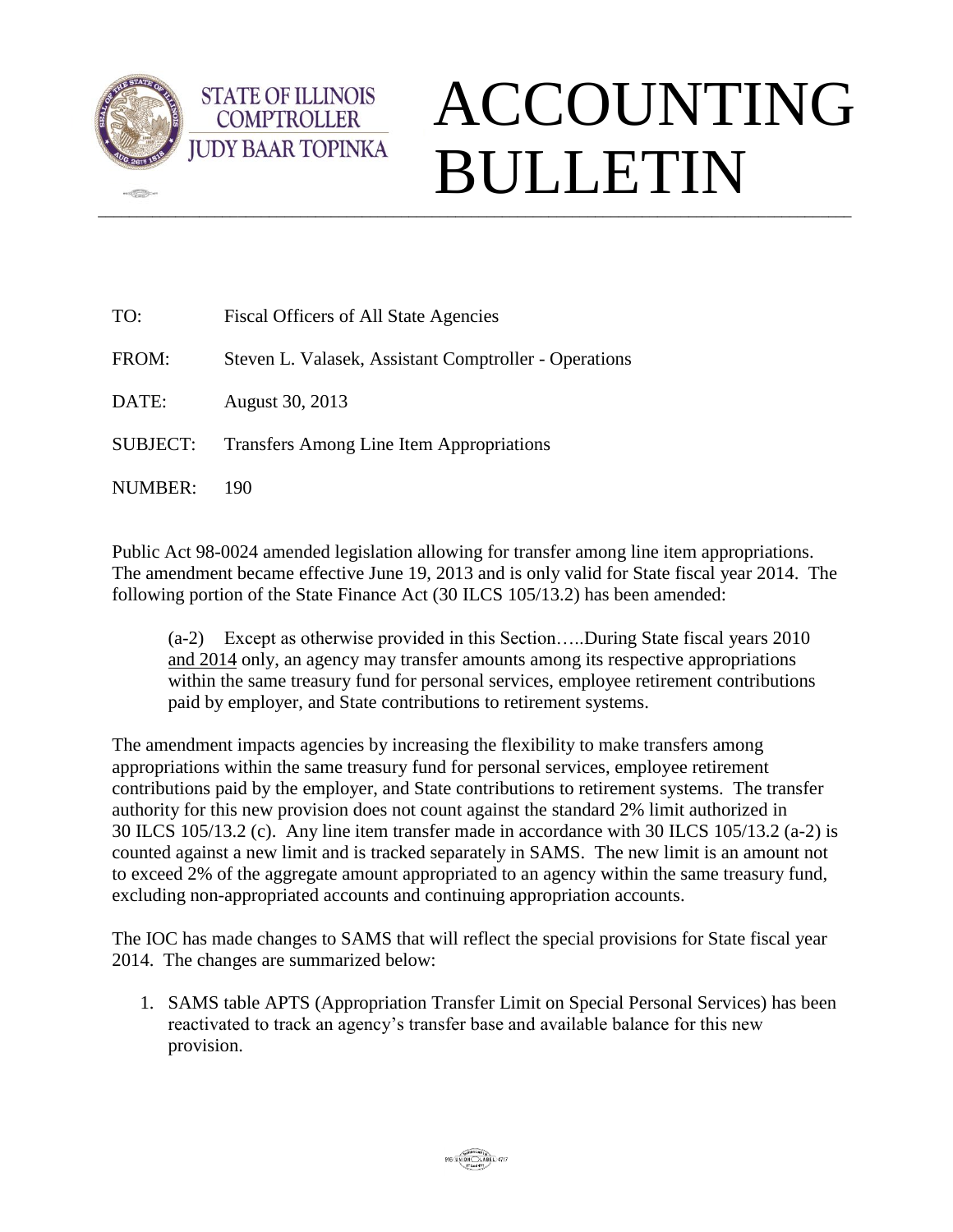STATE OF ILLINOIS
COMPTROLLER
JUDY BAAR TOPINKA

# ACCOUNTING BULLETIN

TO: Fiscal Officers of All State Agencies

FROM: Steven L. Valasek, Assistant Comptroller - Operations

DATE: August 30, 2013

SUBJECT: Transfers Among Line Item Appropriations

NUMBER: 190

Public Act 98-0024 amended legislation allowing for transfer among line item appropriations. The amendment became effective June 19, 2013 and is only valid for State fiscal year 2014. The following portion of the State Finance Act (30 ILCS 105/13.2) has been amended:

> (a-2) Except as otherwise provided in this Section…..During State fiscal years 2010 and 2014 only, an agency may transfer amounts among its respective appropriations within the same treasury fund for personal services, employee retirement contributions paid by employer, and State contributions to retirement systems.

The amendment impacts agencies by increasing the flexibility to make transfers among appropriations within the same treasury fund for personal services, employee retirement contributions paid by the employer, and State contributions to retirement systems. The transfer authority for this new provision does not count against the standard 2% limit authorized in 30 ILCS 105/13.2 (c). Any line item transfer made in accordance with 30 ILCS 105/13.2 (a-2) is counted against a new limit and is tracked separately in SAMS. The new limit is an amount not to exceed 2% of the aggregate amount appropriated to an agency within the same treasury fund, excluding non-appropriated accounts and continuing appropriation accounts.

The IOC has made changes to SAMS that will reflect the special provisions for State fiscal year 2014. The changes are summarized below:

1. SAMS table APTS (Appropriation Transfer Limit on Special Personal Services) has been reactivated to track an agency's transfer base and available balance for this new provision.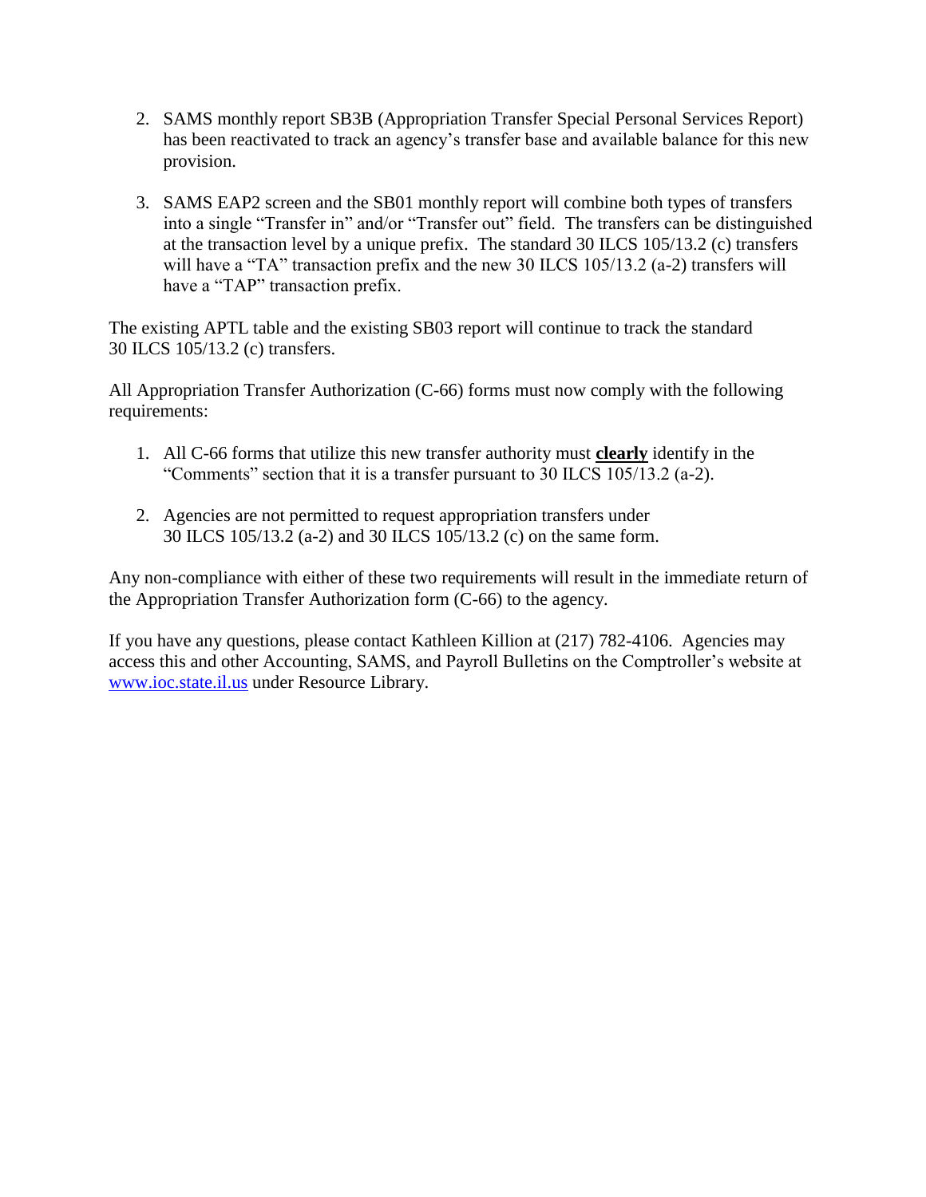2. SAMS monthly report SB3B (Appropriation Transfer Special Personal Services Report) has been reactivated to track an agency's transfer base and available balance for this new provision.

3. SAMS EAP2 screen and the SB01 monthly report will combine both types of transfers into a single "Transfer in" and/or "Transfer out" field. The transfers can be distinguished at the transaction level by a unique prefix. The standard 30 ILCS 105/13.2 (c) transfers will have a "TA" transaction prefix and the new 30 ILCS 105/13.2 (a-2) transfers will have a "TAP" transaction prefix.

The existing APTL table and the existing SB03 report will continue to track the standard 30 ILCS 105/13.2 (c) transfers.

All Appropriation Transfer Authorization (C-66) forms must now comply with the following requirements:

1. All C-66 forms that utilize this new transfer authority must **clearly** identify in the "Comments" section that it is a transfer pursuant to 30 ILCS 105/13.2 (a-2).

2. Agencies are not permitted to request appropriation transfers under 30 ILCS 105/13.2 (a-2) and 30 ILCS 105/13.2 (c) on the same form.

Any non-compliance with either of these two requirements will result in the immediate return of the Appropriation Transfer Authorization form (C-66) to the agency.

If you have any questions, please contact Kathleen Killion at (217) 782-4106. Agencies may access this and other Accounting, SAMS, and Payroll Bulletins on the Comptroller's website at www.ioc.state.il.us under Resource Library.